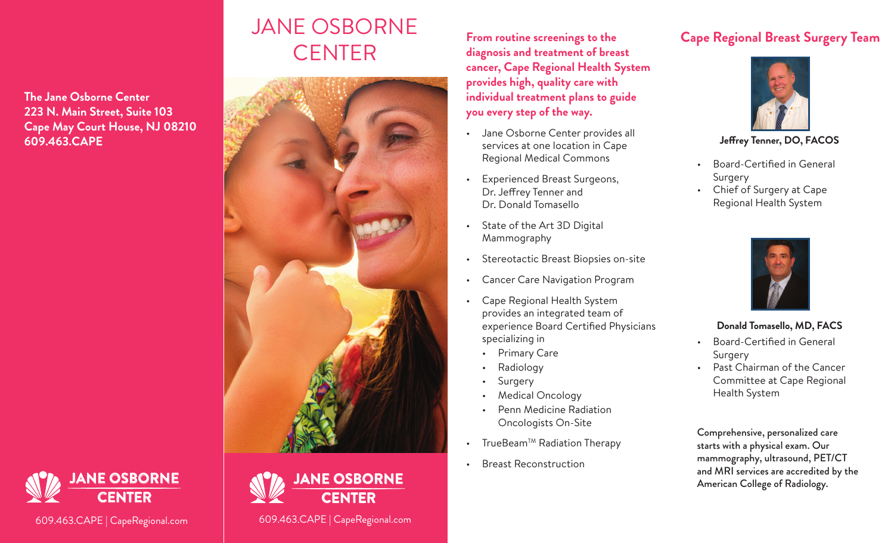**The Jane Osborne Center**
**223 N. Main Street, Suite 103**
**Cape May Court House, NJ 08210**
**609.463.CAPE**

**JANE OSBORNE CENTER**

609.463.CAPE | CapeRegional.com

# JANE OSBORNE CENTER

**JANE OSBORNE CENTER**

609.463.CAPE | CapeRegional.com

**From routine screenings to the diagnosis and treatment of breast cancer, Cape Regional Health System provides high, quality care with individual treatment plans to guide you every step of the way.**

- Jane Osborne Center provides all services at one location in Cape Regional Medical Commons
- Experienced Breast Surgeons, Dr. Jeffrey Tenner and Dr. Donald Tomasello
- State of the Art 3D Digital Mammography
- Stereotactic Breast Biopsies on-site
- Cancer Care Navigation Program
- Cape Regional Health System provides an integrated team of experience Board Certified Physicians specializing in
  - Primary Care
  - Radiology
  - Surgery
  - Medical Oncology
  - Penn Medicine Radiation Oncologists On-Site
- TrueBeam™ Radiation Therapy
- Breast Reconstruction

## Cape Regional Breast Surgery Team

**Jeffrey Tenner, DO, FACOS**

- Board-Certified in General Surgery
- Chief of Surgery at Cape Regional Health System

**Donald Tomasello, MD, FACS**

- Board-Certified in General Surgery
- Past Chairman of the Cancer Committee at Cape Regional Health System

**Comprehensive, personalized care starts with a physical exam. Our mammography, ultrasound, PET/CT and MRI services are accredited by the American College of Radiology.**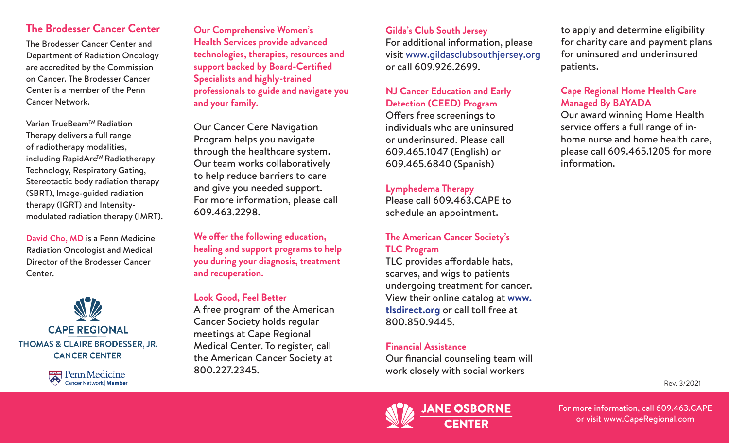## The Brodesser Cancer Center

The Brodesser Cancer Center and Department of Radiation Oncology are accredited by the Commission on Cancer. The Brodesser Cancer Center is a member of the Penn Cancer Network.

Varian TrueBeam™ Radiation Therapy delivers a full range of radiotherapy modalities, including RapidArc™ Radiotherapy Technology, Respiratory Gating, Stereotactic body radiation therapy (SBRT), Image-guided radiation therapy (IGRT) and Intensity-modulated radiation therapy (IMRT).

**David Cho, MD** is a Penn Medicine Radiation Oncologist and Medical Director of the Brodesser Cancer Center.

CAPE REGIONAL
THOMAS & CLAIRE BRODESSER, JR. CANCER CENTER
Penn Medicine Cancer Network | Member

**Our Comprehensive Women's Health Services provide advanced technologies, therapies, resources and support backed by Board-Certified Specialists and highly-trained professionals to guide and navigate you and your family.**

Our Cancer Cere Navigation Program helps you navigate through the healthcare system. Our team works collaboratively to help reduce barriers to care and give you needed support. For more information, please call 609.463.2298.

**We offer the following education, healing and support programs to help you during your diagnosis, treatment and recuperation.**

### Look Good, Feel Better

A free program of the American Cancer Society holds regular meetings at Cape Regional Medical Center. To register, call the American Cancer Society at 800.227.2345.

### Gilda's Club South Jersey

For additional information, please visit www.gildasclubsouthjersey.org or call 609.926.2699.

### NJ Cancer Education and Early Detection (CEED) Program

Offers free screenings to individuals who are uninsured or underinsured. Please call 609.465.1047 (English) or 609.465.6840 (Spanish)

### Lymphedema Therapy

Please call 609.463.CAPE to schedule an appointment.

### The American Cancer Society's TLC Program

TLC provides affordable hats, scarves, and wigs to patients undergoing treatment for cancer. View their online catalog at **www.tlsdirect.org** or call toll free at 800.850.9445.

### Financial Assistance

Our financial counseling team will work closely with social workers to apply and determine eligibility for charity care and payment plans for uninsured and underinsured patients.

### Cape Regional Home Health Care Managed By BAYADA

Our award winning Home Health service offers a full range of in-home nurse and home health care, please call 609.465.1205 for more information.

Rev. 3/2021

JANE OSBORNE CENTER

For more information, call 609.463.CAPE or visit www.CapeRegional.com